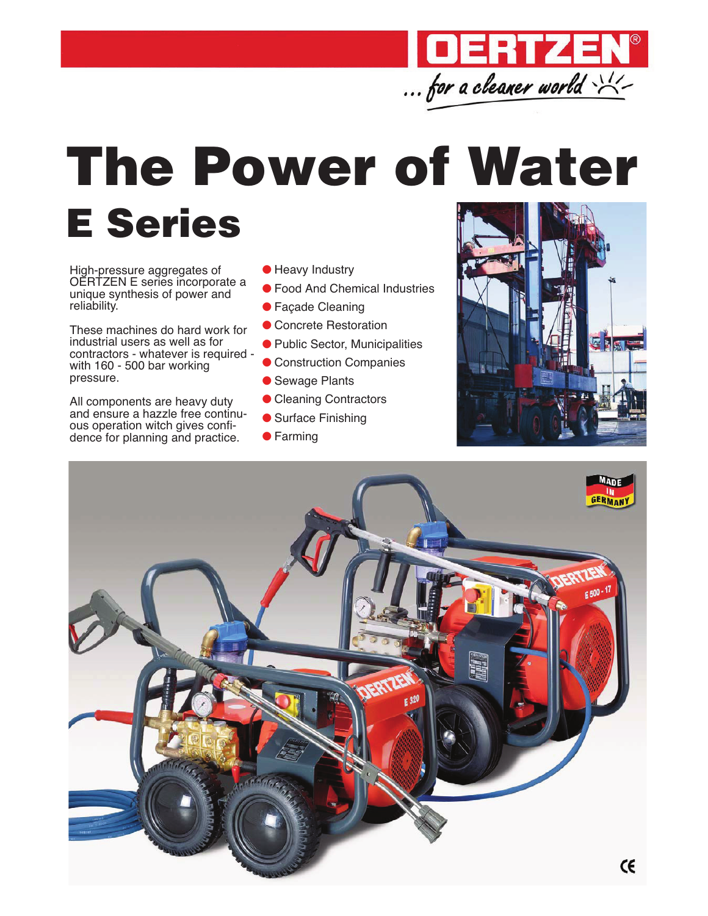OERTZEN®

... for a cleaner world

# The Power of Water

## E Series

High-pressure aggregates of OERTZEN E series incorporate a unique synthesis of power and reliability.

These machines do hard work for industrial users as well as for contractors - whatever is required - with 160 - 500 bar working pressure.

All components are heavy duty and ensure a hazzle free continuous operation witch gives confidence for planning and practice.

- Heavy Industry
- Food And Chemical Industries
- Façade Cleaning
- Concrete Restoration
- Public Sector, Municipalities
- Construction Companies
- Sewage Plants
- Cleaning Contractors
- Surface Finishing
- Farming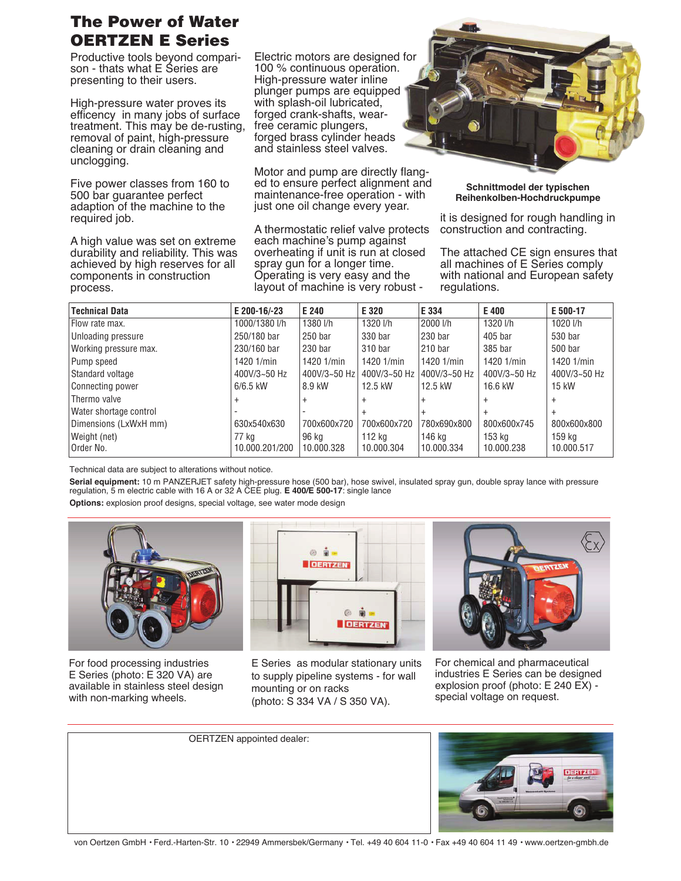# The Power of Water
# OERTZEN E Series

Productive tools beyond comparison - thats what E Series are presenting to their users.

High-pressure water proves its efficency in many jobs of surface treatment. This may be de-rusting, removal of paint, high-pressure cleaning or drain cleaning and unclogging.

Five power classes from 160 to 500 bar guarantee perfect adaption of the machine to the required job.

A high value was set on extreme durability and reliability. This was achieved by high reserves for all components in construction process.

Electric motors are designed for 100 % continuous operation. High-pressure water inline plunger pumps are equipped with splash-oil lubricated, forged crank-shafts, wear-free ceramic plungers, forged brass cylinder heads and stainless steel valves.

Motor and pump are directly flanged to ensure perfect alignment and maintenance-free operation - with just one oil change every year.

A thermostatic relief valve protects each machine's pump against overheating if unit is run at closed spray gun for a longer time. Operating is very easy and the layout of machine is very robust - it is designed for rough handling in construction and contracting.

**Schnittmodel der typischen Reihenkolben-Hochdruckpumpe**

The attached CE sign ensures that all machines of E Series comply with national and European safety regulations.

| Technical Data | E 200-16/-23 | E 240 | E 320 | E 334 | E 400 | E 500-17 |
|---|---|---|---|---|---|---|
| Flow rate max. | 1000/1380 l/h | 1380 l/h | 1320 l/h | 2000 l/h | 1320 l/h | 1020 l/h |
| Unloading pressure | 250/180 bar | 250 bar | 330 bar | 230 bar | 405 bar | 530 bar |
| Working pressure max. | 230/160 bar | 230 bar | 310 bar | 210 bar | 385 bar | 500 bar |
| Pump speed | 1420 1/min | 1420 1/min | 1420 1/min | 1420 1/min | 1420 1/min | 1420 1/min |
| Standard voltage | 400V/3~50 Hz | 400V/3~50 Hz | 400V/3~50 Hz | 400V/3~50 Hz | 400V/3~50 Hz | 400V/3~50 Hz |
| Connecting power | 6/6.5 kW | 8.9 kW | 12.5 kW | 12.5 kW | 16.6 kW | 15 kW |
| Thermo valve | + | + | + | + | + | + |
| Water shortage control | - | - | + | + | + | + |
| Dimensions (LxWxH mm) | 630x540x630 | 700x600x720 | 700x600x720 | 780x690x800 | 800x600x745 | 800x600x800 |
| Weight (net) | 77 kg | 96 kg | 112 kg | 146 kg | 153 kg | 159 kg |
| Order No. | 10.000.201/200 | 10.000.328 | 10.000.304 | 10.000.334 | 10.000.238 | 10.000.517 |

Technical data are subject to alterations without notice.

**Serial equipment:** 10 m PANZERJET safety high-pressure hose (500 bar), hose swivel, insulated spray gun, double spray lance with pressure regulation, 5 m electric cable with 16 A or 32 A CEE plug. **E 400/E 500-17**: single lance

**Options:** explosion proof designs, special voltage, see water mode design

For food processing industries E Series (photo: E 320 VA) are available in stainless steel design with non-marking wheels.

E Series as modular stationary units to supply pipeline systems - for wall mounting or on racks (photo: S 334 VA / S 350 VA).

For chemical and pharmaceutical industries E Series can be designed explosion proof (photo: E 240 EX) - special voltage on request.

OERTZEN appointed dealer:

von Oertzen GmbH • Ferd.-Harten-Str. 10 • 22949 Ammersbek/Germany • Tel. +49 40 604 11-0 • Fax +49 40 604 11 49 • www.oertzen-gmbh.de